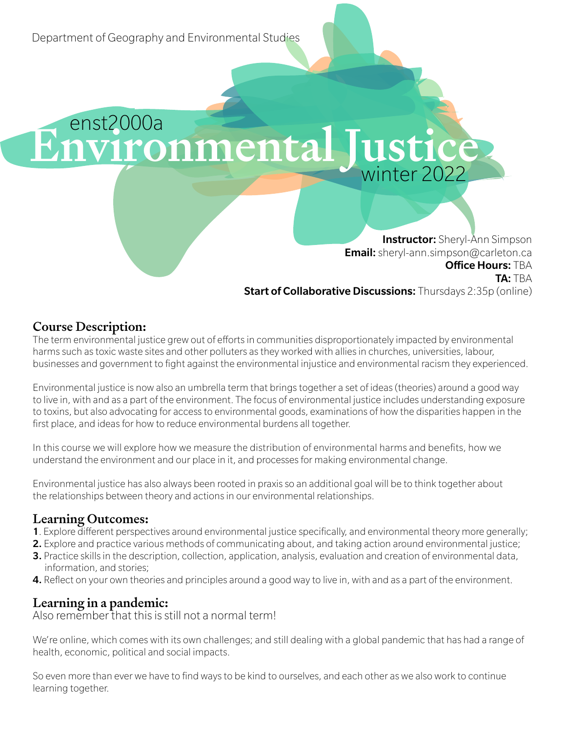Department of Geography and Environmental Studies

enst2000a

# Environmental Justice

winter 2022

**Instructor:** Sheryl-Ann Simpson
**Email:** sheryl-ann.simpson@carleton.ca
**Office Hours:** TBA
**TA:** TBA
**Start of Collaborative Discussions:** Thursdays 2:35p (online)

## Course Description:

The term environmental justice grew out of efforts in communities disproportionately impacted by environmental harms such as toxic waste sites and other polluters as they worked with allies in churches, universities, labour, businesses and government to fight against the environmental injustice and environmental racism they experienced.

Environmental justice is now also an umbrella term that brings together a set of ideas (theories) around a good way to live in, with and as a part of the environment. The focus of environmental justice includes understanding exposure to toxins, but also advocating for access to environmental goods, examinations of how the disparities happen in the first place, and ideas for how to reduce environmental burdens all together.

In this course we will explore how we measure the distribution of environmental harms and benefits, how we understand the environment and our place in it, and processes for making environmental change.

Environmental justice has also always been rooted in praxis so an additional goal will be to think together about the relationships between theory and actions in our environmental relationships.

## Learning Outcomes:

**1**. Explore different perspectives around environmental justice specifically, and environmental theory more generally;
**2.** Explore and practice various methods of communicating about, and taking action around environmental justice;
**3.** Practice skills in the description, collection, application, analysis, evaluation and creation of environmental data, information, and stories;
**4.** Reflect on your own theories and principles around a good way to live in, with and as a part of the environment.

## Learning in a pandemic:

Also remember that this is still not a normal term!

We're online, which comes with its own challenges; and still dealing with a global pandemic that has had a range of health, economic, political and social impacts.

So even more than ever we have to find ways to be kind to ourselves, and each other as we also work to continue learning together.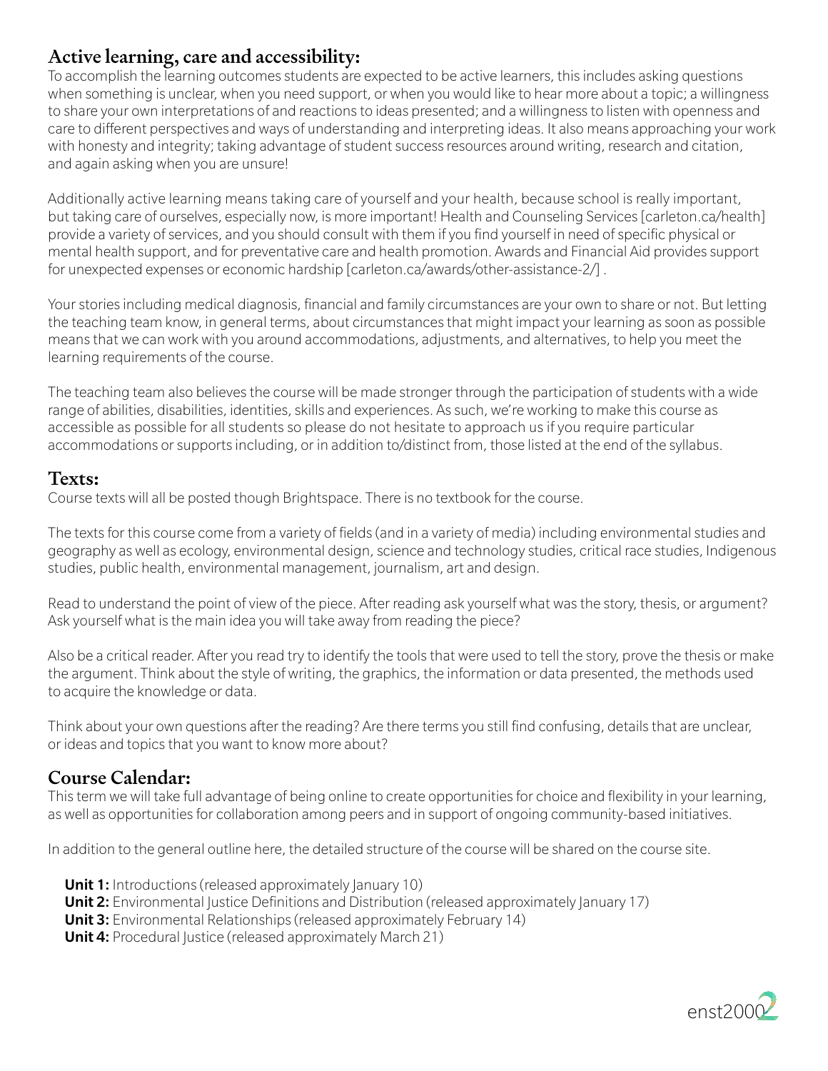## Active learning, care and accessibility:

To accomplish the learning outcomes students are expected to be active learners, this includes asking questions when something is unclear, when you need support, or when you would like to hear more about a topic; a willingness to share your own interpretations of and reactions to ideas presented; and a willingness to listen with openness and care to different perspectives and ways of understanding and interpreting ideas. It also means approaching your work with honesty and integrity; taking advantage of student success resources around writing, research and citation, and again asking when you are unsure!

Additionally active learning means taking care of yourself and your health, because school is really important, but taking care of ourselves, especially now, is more important! Health and Counseling Services [carleton.ca/health] provide a variety of services, and you should consult with them if you find yourself in need of specific physical or mental health support, and for preventative care and health promotion. Awards and Financial Aid provides support for unexpected expenses or economic hardship [carleton.ca/awards/other-assistance-2/] .

Your stories including medical diagnosis, financial and family circumstances are your own to share or not. But letting the teaching team know, in general terms, about circumstances that might impact your learning as soon as possible means that we can work with you around accommodations, adjustments, and alternatives, to help you meet the learning requirements of the course.

The teaching team also believes the course will be made stronger through the participation of students with a wide range of abilities, disabilities, identities, skills and experiences. As such, we're working to make this course as accessible as possible for all students so please do not hesitate to approach us if you require particular accommodations or supports including, or in addition to/distinct from, those listed at the end of the syllabus.

## Texts:

Course texts will all be posted though Brightspace. There is no textbook for the course.

The texts for this course come from a variety of fields (and in a variety of media) including environmental studies and geography as well as ecology, environmental design, science and technology studies, critical race studies, Indigenous studies, public health, environmental management, journalism, art and design.

Read to understand the point of view of the piece. After reading ask yourself what was the story, thesis, or argument? Ask yourself what is the main idea you will take away from reading the piece?

Also be a critical reader. After you read try to identify the tools that were used to tell the story, prove the thesis or make the argument. Think about the style of writing, the graphics, the information or data presented, the methods used to acquire the knowledge or data.

Think about your own questions after the reading? Are there terms you still find confusing, details that are unclear, or ideas and topics that you want to know more about?

## Course Calendar:

This term we will take full advantage of being online to create opportunities for choice and flexibility in your learning, as well as opportunities for collaboration among peers and in support of ongoing community-based initiatives.

In addition to the general outline here, the detailed structure of the course will be shared on the course site.

**Unit 1:** Introductions (released approximately January 10)
**Unit 2:** Environmental Justice Definitions and Distribution (released approximately January 17)
**Unit 3:** Environmental Relationships (released approximately February 14)
**Unit 4:** Procedural Justice (released approximately March 21)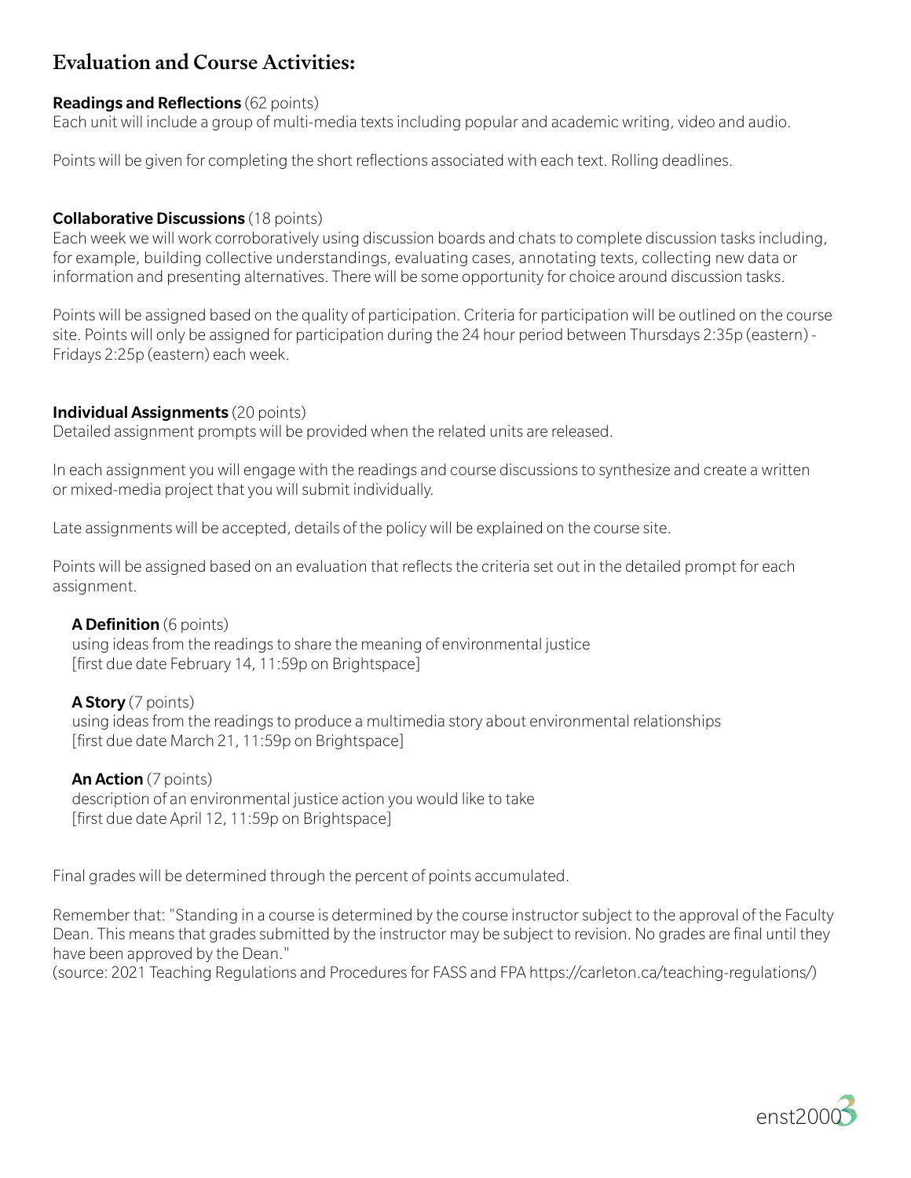## Evaluation and Course Activities:

**Readings and Reflections** (62 points)
Each unit will include a group of multi-media texts including popular and academic writing, video and audio.

Points will be given for completing the short reflections associated with each text. Rolling deadlines.

**Collaborative Discussions** (18 points)
Each week we will work corroboratively using discussion boards and chats to complete discussion tasks including, for example, building collective understandings, evaluating cases, annotating texts, collecting new data or information and presenting alternatives. There will be some opportunity for choice around discussion tasks.

Points will be assigned based on the quality of participation. Criteria for participation will be outlined on the course site. Points will only be assigned for participation during the 24 hour period between Thursdays 2:35p (eastern) - Fridays 2:25p (eastern) each week.

**Individual Assignments** (20 points)
Detailed assignment prompts will be provided when the related units are released.

In each assignment you will engage with the readings and course discussions to synthesize and create a written or mixed-media project that you will submit individually.

Late assignments will be accepted, details of the policy will be explained on the course site.

Points will be assigned based on an evaluation that reflects the criteria set out in the detailed prompt for each assignment.

**A Definition** (6 points)
using ideas from the readings to share the meaning of environmental justice
[first due date February 14, 11:59p on Brightspace]

**A Story** (7 points)
using ideas from the readings to produce a multimedia story about environmental relationships
[first due date March 21, 11:59p on Brightspace]

**An Action** (7 points)
description of an environmental justice action you would like to take
[first due date April 12, 11:59p on Brightspace]

Final grades will be determined through the percent of points accumulated.

Remember that: "Standing in a course is determined by the course instructor subject to the approval of the Faculty Dean. This means that grades submitted by the instructor may be subject to revision. No grades are final until they have been approved by the Dean."
(source: 2021 Teaching Regulations and Procedures for FASS and FPA https://carleton.ca/teaching-regulations/)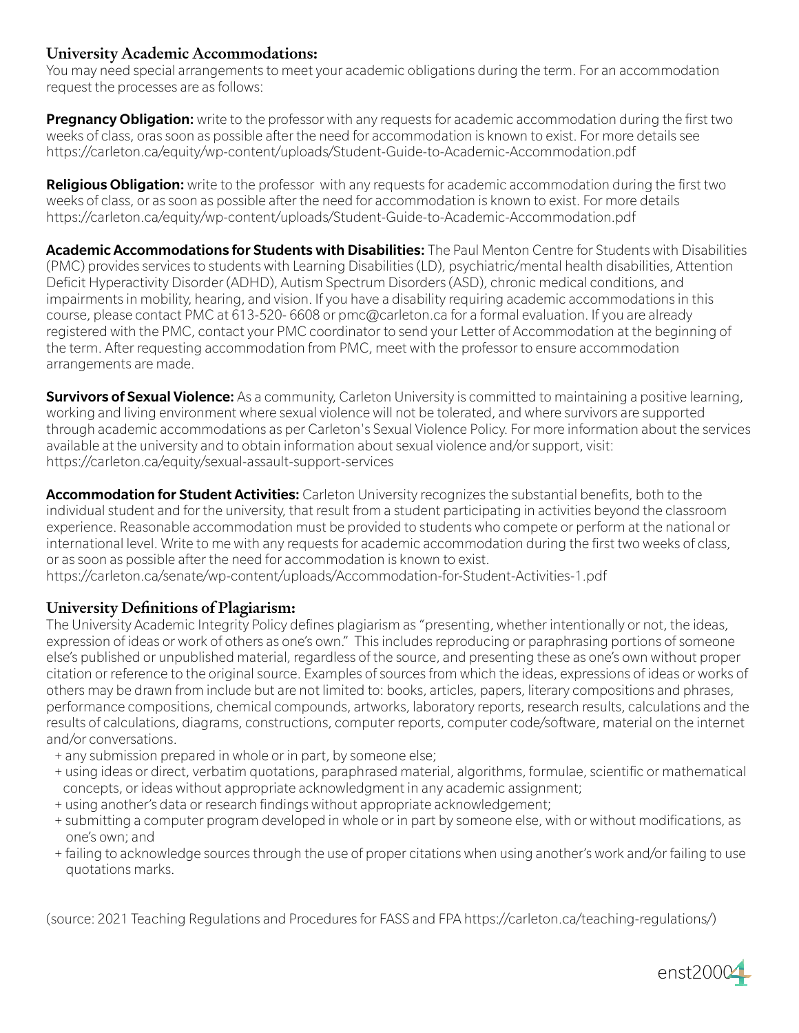## University Academic Accommodations:

You may need special arrangements to meet your academic obligations during the term. For an accommodation request the processes are as follows:

**Pregnancy Obligation:** write to the professor with any requests for academic accommodation during the first two weeks of class, oras soon as possible after the need for accommodation is known to exist. For more details see https://carleton.ca/equity/wp-content/uploads/Student-Guide-to-Academic-Accommodation.pdf

**Religious Obligation:** write to the professor with any requests for academic accommodation during the first two weeks of class, or as soon as possible after the need for accommodation is known to exist. For more details https://carleton.ca/equity/wp-content/uploads/Student-Guide-to-Academic-Accommodation.pdf

**Academic Accommodations for Students with Disabilities:** The Paul Menton Centre for Students with Disabilities (PMC) provides services to students with Learning Disabilities (LD), psychiatric/mental health disabilities, Attention Deficit Hyperactivity Disorder (ADHD), Autism Spectrum Disorders (ASD), chronic medical conditions, and impairments in mobility, hearing, and vision. If you have a disability requiring academic accommodations in this course, please contact PMC at 613-520- 6608 or pmc@carleton.ca for a formal evaluation. If you are already registered with the PMC, contact your PMC coordinator to send your Letter of Accommodation at the beginning of the term. After requesting accommodation from PMC, meet with the professor to ensure accommodation arrangements are made.

**Survivors of Sexual Violence:** As a community, Carleton University is committed to maintaining a positive learning, working and living environment where sexual violence will not be tolerated, and where survivors are supported through academic accommodations as per Carleton's Sexual Violence Policy. For more information about the services available at the university and to obtain information about sexual violence and/or support, visit: https://carleton.ca/equity/sexual-assault-support-services

**Accommodation for Student Activities:** Carleton University recognizes the substantial benefits, both to the individual student and for the university, that result from a student participating in activities beyond the classroom experience. Reasonable accommodation must be provided to students who compete or perform at the national or international level. Write to me with any requests for academic accommodation during the first two weeks of class, or as soon as possible after the need for accommodation is known to exist.
https://carleton.ca/senate/wp-content/uploads/Accommodation-for-Student-Activities-1.pdf

## University Definitions of Plagiarism:

The University Academic Integrity Policy defines plagiarism as "presenting, whether intentionally or not, the ideas, expression of ideas or work of others as one's own." This includes reproducing or paraphrasing portions of someone else's published or unpublished material, regardless of the source, and presenting these as one's own without proper citation or reference to the original source. Examples of sources from which the ideas, expressions of ideas or works of others may be drawn from include but are not limited to: books, articles, papers, literary compositions and phrases, performance compositions, chemical compounds, artworks, laboratory reports, research results, calculations and the results of calculations, diagrams, constructions, computer reports, computer code/software, material on the internet and/or conversations.

+ any submission prepared in whole or in part, by someone else;
+ using ideas or direct, verbatim quotations, paraphrased material, algorithms, formulae, scientific or mathematical concepts, or ideas without appropriate acknowledgment in any academic assignment;
+ using another's data or research findings without appropriate acknowledgement;
+ submitting a computer program developed in whole or in part by someone else, with or without modifications, as one's own; and
+ failing to acknowledge sources through the use of proper citations when using another's work and/or failing to use quotations marks.

(source: 2021 Teaching Regulations and Procedures for FASS and FPA https://carleton.ca/teaching-regulations/)